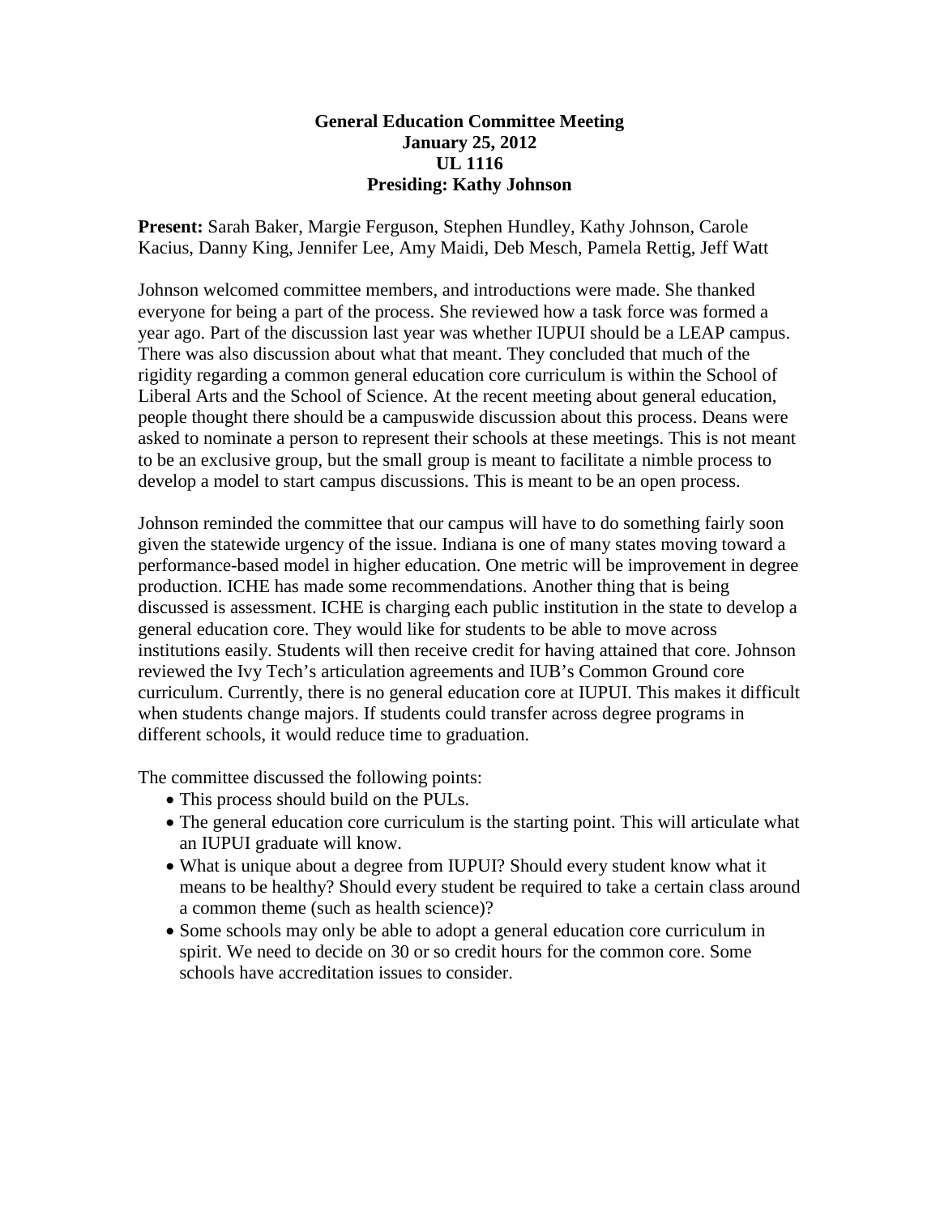**General Education Committee Meeting**
**January 25, 2012**
**UL 1116**
**Presiding: Kathy Johnson**

**Present:** Sarah Baker, Margie Ferguson, Stephen Hundley, Kathy Johnson, Carole Kacius, Danny King, Jennifer Lee, Amy Maidi, Deb Mesch, Pamela Rettig, Jeff Watt

Johnson welcomed committee members, and introductions were made. She thanked everyone for being a part of the process. She reviewed how a task force was formed a year ago. Part of the discussion last year was whether IUPUI should be a LEAP campus. There was also discussion about what that meant. They concluded that much of the rigidity regarding a common general education core curriculum is within the School of Liberal Arts and the School of Science. At the recent meeting about general education, people thought there should be a campuswide discussion about this process. Deans were asked to nominate a person to represent their schools at these meetings. This is not meant to be an exclusive group, but the small group is meant to facilitate a nimble process to develop a model to start campus discussions. This is meant to be an open process.

Johnson reminded the committee that our campus will have to do something fairly soon given the statewide urgency of the issue. Indiana is one of many states moving toward a performance-based model in higher education. One metric will be improvement in degree production. ICHE has made some recommendations. Another thing that is being discussed is assessment. ICHE is charging each public institution in the state to develop a general education core. They would like for students to be able to move across institutions easily. Students will then receive credit for having attained that core. Johnson reviewed the Ivy Tech's articulation agreements and IUB's Common Ground core curriculum. Currently, there is no general education core at IUPUI. This makes it difficult when students change majors. If students could transfer across degree programs in different schools, it would reduce time to graduation.

The committee discussed the following points:

- This process should build on the PULs.
- The general education core curriculum is the starting point. This will articulate what an IUPUI graduate will know.
- What is unique about a degree from IUPUI? Should every student know what it means to be healthy? Should every student be required to take a certain class around a common theme (such as health science)?
- Some schools may only be able to adopt a general education core curriculum in spirit. We need to decide on 30 or so credit hours for the common core. Some schools have accreditation issues to consider.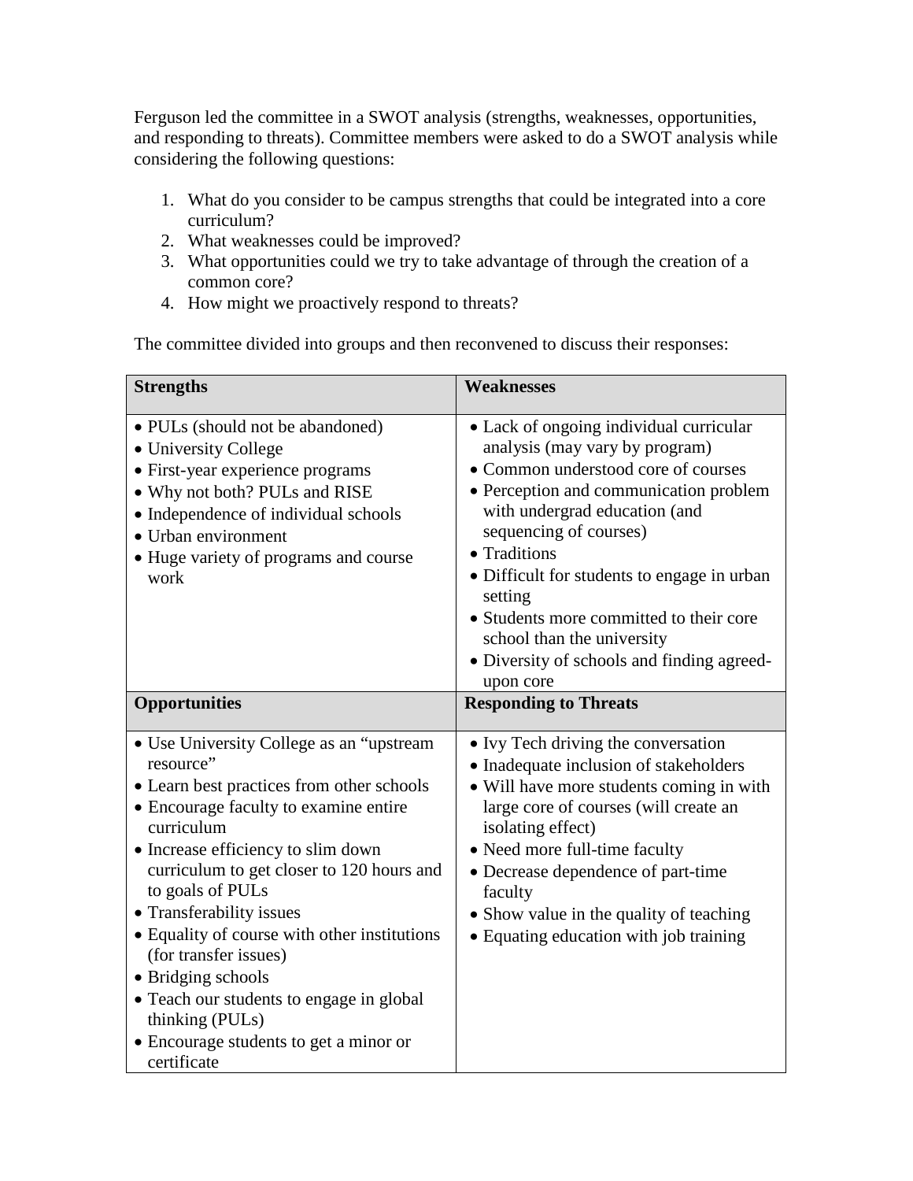Ferguson led the committee in a SWOT analysis (strengths, weaknesses, opportunities, and responding to threats). Committee members were asked to do a SWOT analysis while considering the following questions:

1. What do you consider to be campus strengths that could be integrated into a core curriculum?
2. What weaknesses could be improved?
3. What opportunities could we try to take advantage of through the creation of a common core?
4. How might we proactively respond to threats?

The committee divided into groups and then reconvened to discuss their responses:

| **Strengths** | **Weaknesses** |
|---|---|
| • PULs (should not be abandoned)<br>• University College<br>• First-year experience programs<br>• Why not both? PULs and RISE<br>• Independence of individual schools<br>• Urban environment<br>• Huge variety of programs and course work | • Lack of ongoing individual curricular analysis (may vary by program)<br>• Common understood core of courses<br>• Perception and communication problem with undergrad education (and sequencing of courses)<br>• Traditions<br>• Difficult for students to engage in urban setting<br>• Students more committed to their core school than the university<br>• Diversity of schools and finding agreed-upon core |
| **Opportunities** | **Responding to Threats** |
| • Use University College as an "upstream resource"<br>• Learn best practices from other schools<br>• Encourage faculty to examine entire curriculum<br>• Increase efficiency to slim down curriculum to get closer to 120 hours and to goals of PULs<br>• Transferability issues<br>• Equality of course with other institutions (for transfer issues)<br>• Bridging schools<br>• Teach our students to engage in global thinking (PULs)<br>• Encourage students to get a minor or certificate | • Ivy Tech driving the conversation<br>• Inadequate inclusion of stakeholders<br>• Will have more students coming in with large core of courses (will create an isolating effect)<br>• Need more full-time faculty<br>• Decrease dependence of part-time faculty<br>• Show value in the quality of teaching<br>• Equating education with job training |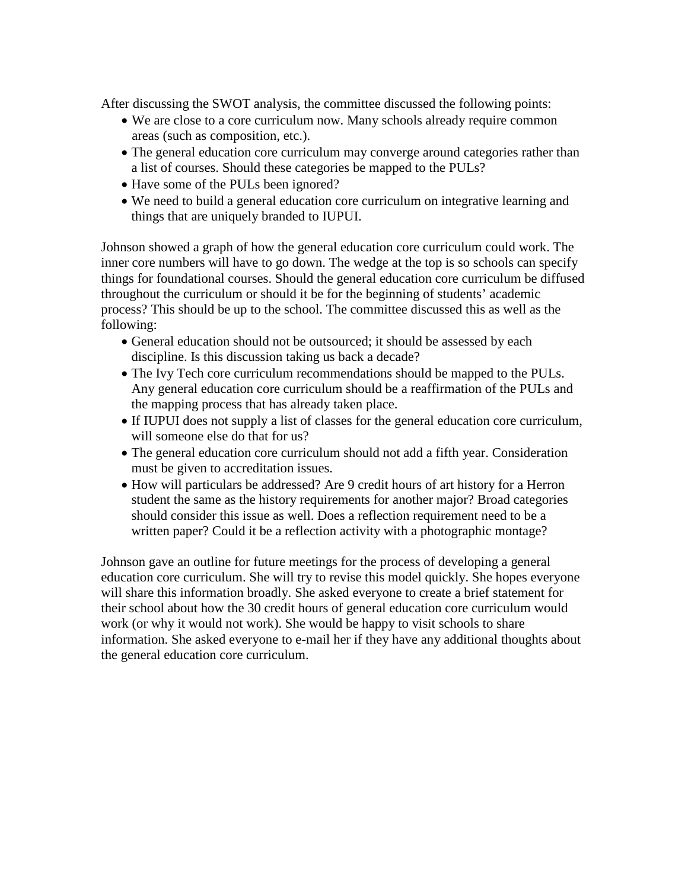After discussing the SWOT analysis, the committee discussed the following points:

- We are close to a core curriculum now. Many schools already require common areas (such as composition, etc.).
- The general education core curriculum may converge around categories rather than a list of courses. Should these categories be mapped to the PULs?
- Have some of the PULs been ignored?
- We need to build a general education core curriculum on integrative learning and things that are uniquely branded to IUPUI.

Johnson showed a graph of how the general education core curriculum could work. The inner core numbers will have to go down. The wedge at the top is so schools can specify things for foundational courses. Should the general education core curriculum be diffused throughout the curriculum or should it be for the beginning of students' academic process? This should be up to the school. The committee discussed this as well as the following:

- General education should not be outsourced; it should be assessed by each discipline. Is this discussion taking us back a decade?
- The Ivy Tech core curriculum recommendations should be mapped to the PULs. Any general education core curriculum should be a reaffirmation of the PULs and the mapping process that has already taken place.
- If IUPUI does not supply a list of classes for the general education core curriculum, will someone else do that for us?
- The general education core curriculum should not add a fifth year. Consideration must be given to accreditation issues.
- How will particulars be addressed? Are 9 credit hours of art history for a Herron student the same as the history requirements for another major? Broad categories should consider this issue as well. Does a reflection requirement need to be a written paper? Could it be a reflection activity with a photographic montage?

Johnson gave an outline for future meetings for the process of developing a general education core curriculum. She will try to revise this model quickly. She hopes everyone will share this information broadly. She asked everyone to create a brief statement for their school about how the 30 credit hours of general education core curriculum would work (or why it would not work). She would be happy to visit schools to share information. She asked everyone to e-mail her if they have any additional thoughts about the general education core curriculum.